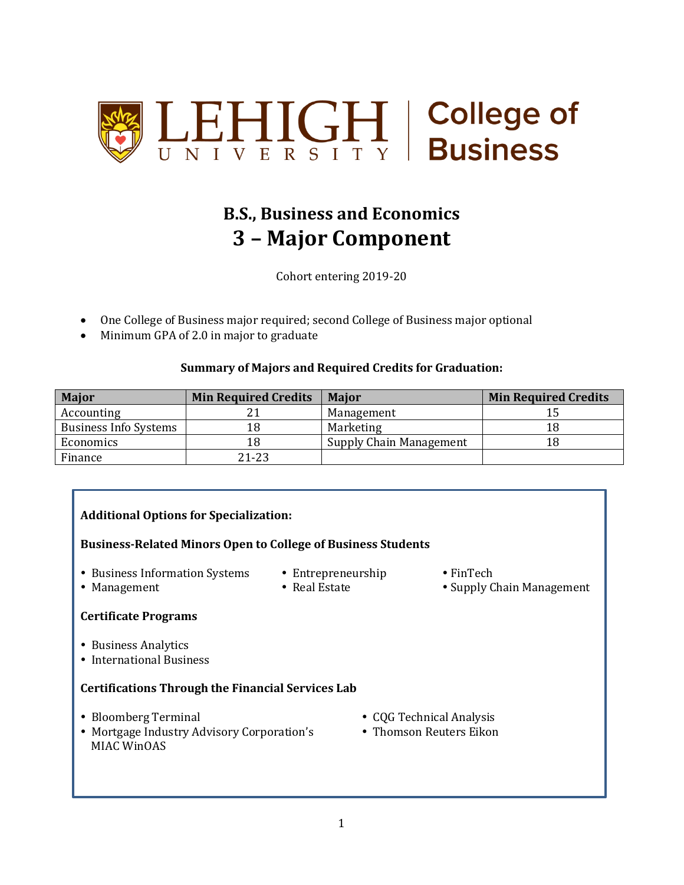# B.S., Business and Economics

# 3 – Major Component

Cohort entering 2019-20

- One College of Business major required; second College of Business major optional
- Minimum GPA of 2.0 in major to graduate

**Summary of Majors and Required Credits for Graduation:**

| Major | Min Required Credits | Major | Min Required Credits |
| --- | --- | --- | --- |
| Accounting | 21 | Management | 15 |
| Business Info Systems | 18 | Marketing | 18 |
| Economics | 18 | Supply Chain Management | 18 |
| Finance | 21-23 | | |

**Additional Options for Specialization:**

**Business-Related Minors Open to College of Business Students**

- Business Information Systems
- Management
- Entrepreneurship
- Real Estate
- FinTech
- Supply Chain Management

**Certificate Programs**

- Business Analytics
- International Business

**Certifications Through the Financial Services Lab**

- Bloomberg Terminal
- Mortgage Industry Advisory Corporation's MIAC WinOAS
- CQG Technical Analysis
- Thomson Reuters Eikon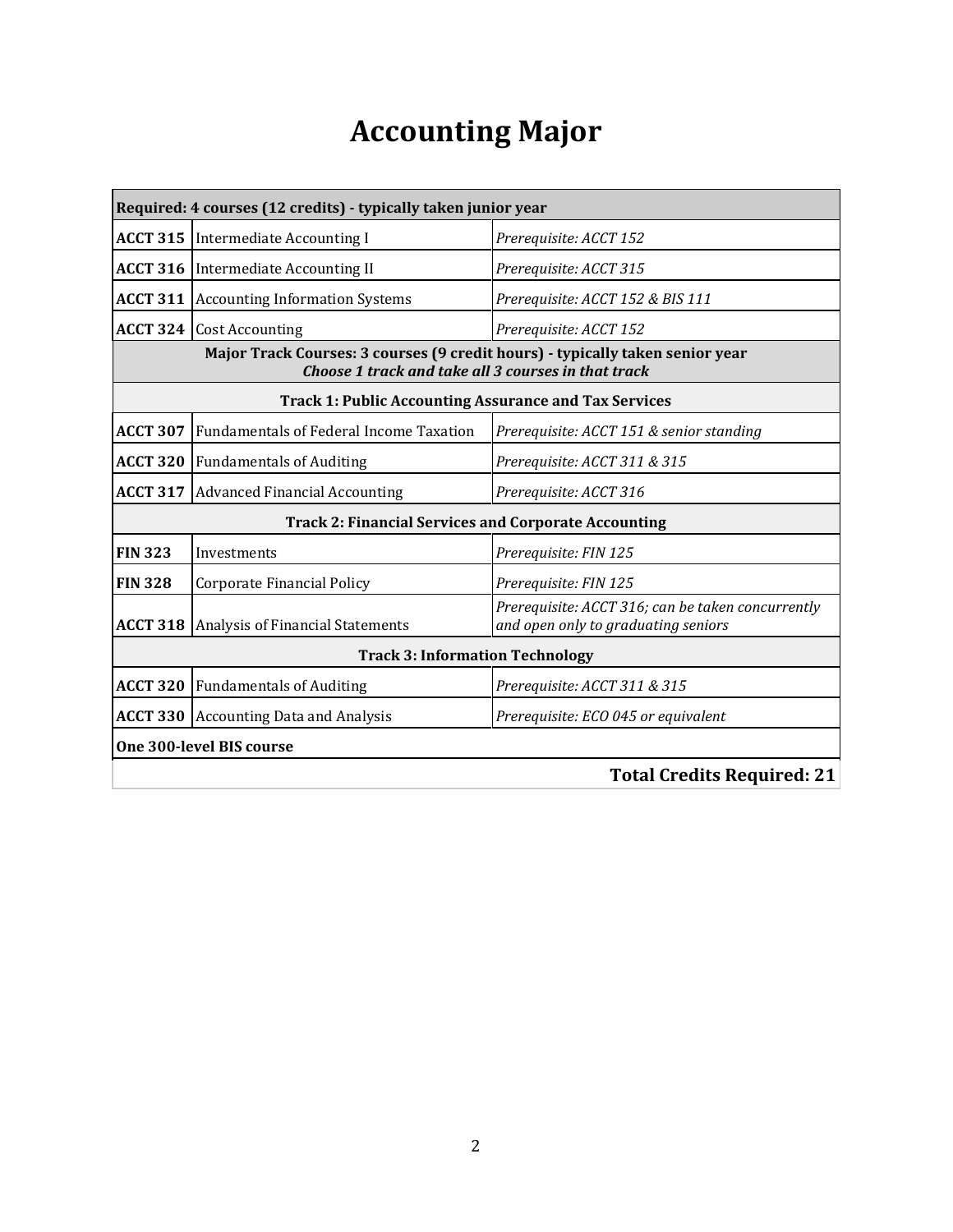# Accounting Major

| | | |
|---|---|---|
| **Required: 4 courses (12 credits) - typically taken junior year** | | |
| **ACCT 315** | Intermediate Accounting I | *Prerequisite: ACCT 152* |
| **ACCT 316** | Intermediate Accounting II | *Prerequisite: ACCT 315* |
| **ACCT 311** | Accounting Information Systems | *Prerequisite: ACCT 152 & BIS 111* |
| **ACCT 324** | Cost Accounting | *Prerequisite: ACCT 152* |
| **Major Track Courses: 3 courses (9 credit hours) - typically taken senior year** ***Choose 1 track and take all 3 courses in that track*** | | |
| **Track 1: Public Accounting Assurance and Tax Services** | | |
| **ACCT 307** | Fundamentals of Federal Income Taxation | *Prerequisite: ACCT 151 & senior standing* |
| **ACCT 320** | Fundamentals of Auditing | *Prerequisite: ACCT 311 & 315* |
| **ACCT 317** | Advanced Financial Accounting | *Prerequisite: ACCT 316* |
| **Track 2: Financial Services and Corporate Accounting** | | |
| **FIN 323** | Investments | *Prerequisite: FIN 125* |
| **FIN 328** | Corporate Financial Policy | *Prerequisite: FIN 125* |
| **ACCT 318** | Analysis of Financial Statements | *Prerequisite: ACCT 316; can be taken concurrently and open only to graduating seniors* |
| **Track 3: Information Technology** | | |
| **ACCT 320** | Fundamentals of Auditing | *Prerequisite: ACCT 311 & 315* |
| **ACCT 330** | Accounting Data and Analysis | *Prerequisite: ECO 045 or equivalent* |
| **One 300-level BIS course** | | |
| | | **Total Credits Required: 21** |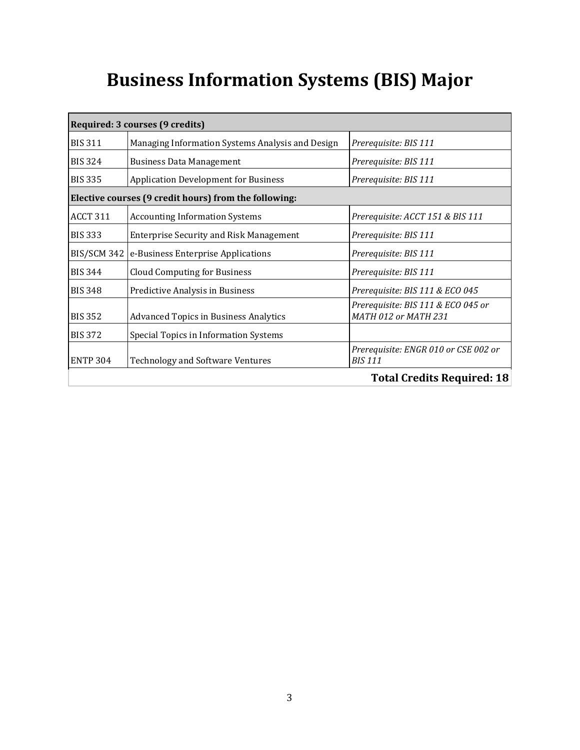# Business Information Systems (BIS) Major

| | | |
|---|---|---|
| **Required: 3 courses (9 credits)** | | |
| BIS 311 | Managing Information Systems Analysis and Design | *Prerequisite: BIS 111* |
| BIS 324 | Business Data Management | *Prerequisite: BIS 111* |
| BIS 335 | Application Development for Business | *Prerequisite: BIS 111* |
| **Elective courses (9 credit hours) from the following:** | | |
| ACCT 311 | Accounting Information Systems | *Prerequisite: ACCT 151 & BIS 111* |
| BIS 333 | Enterprise Security and Risk Management | *Prerequisite: BIS 111* |
| BIS/SCM 342 | e-Business Enterprise Applications | *Prerequisite: BIS 111* |
| BIS 344 | Cloud Computing for Business | *Prerequisite: BIS 111* |
| BIS 348 | Predictive Analysis in Business | *Prerequisite: BIS 111 & ECO 045* |
| BIS 352 | Advanced Topics in Business Analytics | *Prerequisite: BIS 111 & ECO 045 or MATH 012 or MATH 231* |
| BIS 372 | Special Topics in Information Systems | |
| ENTP 304 | Technology and Software Ventures | *Prerequisite: ENGR 010 or CSE 002 or BIS 111* |
| | | **Total Credits Required: 18** |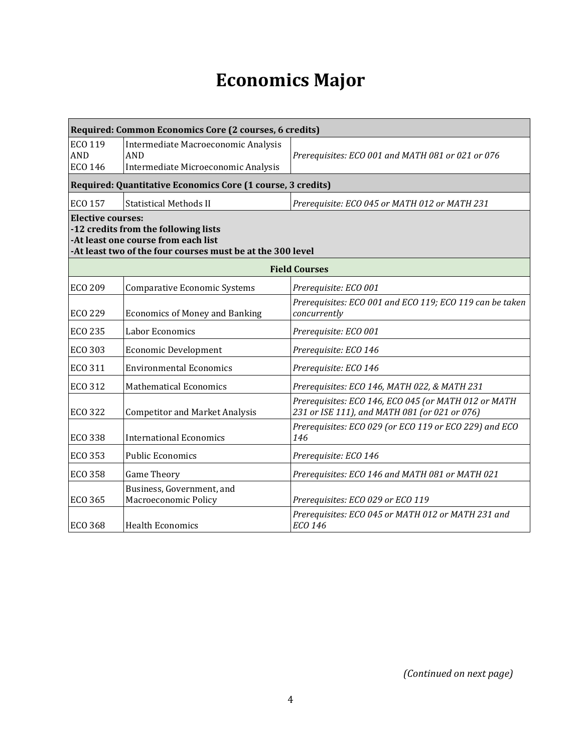# Economics Major

| **Required: Common Economics Core (2 courses, 6 credits)** | | |
|---|---|---|
| ECO 119 AND ECO 146 | Intermediate Macroeconomic Analysis AND Intermediate Microeconomic Analysis | *Prerequisites: ECO 001 and MATH 081 or 021 or 076* |
| **Required: Quantitative Economics Core (1 course, 3 credits)** | | |
| ECO 157 | Statistical Methods II | *Prerequisite: ECO 045 or MATH 012 or MATH 231* |
| **Elective courses:**<br>**-12 credits from the following lists**<br>**-At least one course from each list**<br>**-At least two of the four courses must be at the 300 level** | | |
| **Field Courses** | | |
| ECO 209 | Comparative Economic Systems | *Prerequisite: ECO 001* |
| ECO 229 | Economics of Money and Banking | *Prerequisites: ECO 001 and ECO 119; ECO 119 can be taken concurrently* |
| ECO 235 | Labor Economics | *Prerequisite: ECO 001* |
| ECO 303 | Economic Development | *Prerequisite: ECO 146* |
| ECO 311 | Environmental Economics | *Prerequisite: ECO 146* |
| ECO 312 | Mathematical Economics | *Prerequisites: ECO 146, MATH 022, & MATH 231* |
| ECO 322 | Competitor and Market Analysis | *Prerequisites: ECO 146, ECO 045 (or MATH 012 or MATH 231 or ISE 111), and MATH 081 (or 021 or 076)* |
| ECO 338 | International Economics | *Prerequisites: ECO 029 (or ECO 119 or ECO 229) and ECO 146* |
| ECO 353 | Public Economics | *Prerequisite: ECO 146* |
| ECO 358 | Game Theory | *Prerequisites: ECO 146 and MATH 081 or MATH 021* |
| ECO 365 | Business, Government, and Macroeconomic Policy | *Prerequisites: ECO 029 or ECO 119* |
| ECO 368 | Health Economics | *Prerequisites: ECO 045 or MATH 012 or MATH 231 and ECO 146* |

*(Continued on next page)*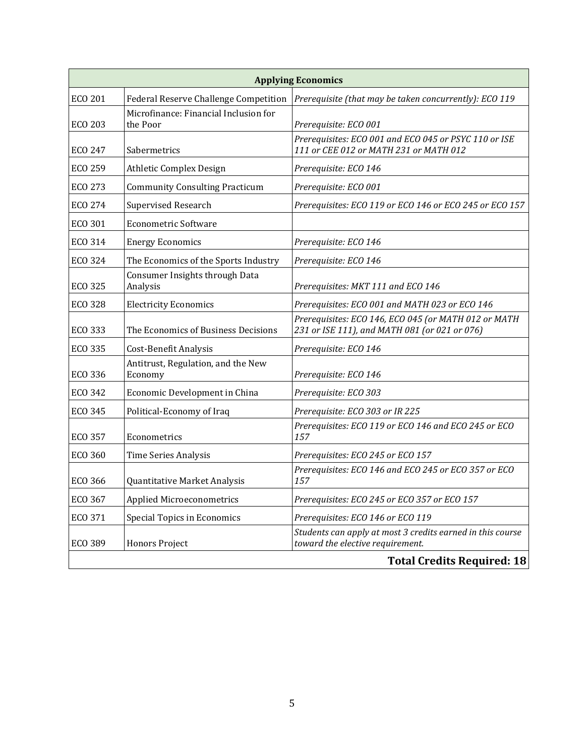| Applying Economics | | |
|---|---|---|
| ECO 201 | Federal Reserve Challenge Competition | *Prerequisite (that may be taken concurrently): ECO 119* |
| ECO 203 | Microfinance: Financial Inclusion for the Poor | *Prerequisite: ECO 001* |
| ECO 247 | Sabermetrics | *Prerequisites: ECO 001 and ECO 045 or PSYC 110 or ISE 111 or CEE 012 or MATH 231 or MATH 012* |
| ECO 259 | Athletic Complex Design | *Prerequisite: ECO 146* |
| ECO 273 | Community Consulting Practicum | *Prerequisite: ECO 001* |
| ECO 274 | Supervised Research | *Prerequisites: ECO 119 or ECO 146 or ECO 245 or ECO 157* |
| ECO 301 | Econometric Software | |
| ECO 314 | Energy Economics | *Prerequisite: ECO 146* |
| ECO 324 | The Economics of the Sports Industry | *Prerequisite: ECO 146* |
| ECO 325 | Consumer Insights through Data Analysis | *Prerequisites: MKT 111 and ECO 146* |
| ECO 328 | Electricity Economics | *Prerequisites: ECO 001 and MATH 023 or ECO 146* |
| ECO 333 | The Economics of Business Decisions | *Prerequisites: ECO 146, ECO 045 (or MATH 012 or MATH 231 or ISE 111), and MATH 081 (or 021 or 076)* |
| ECO 335 | Cost-Benefit Analysis | *Prerequisite: ECO 146* |
| ECO 336 | Antitrust, Regulation, and the New Economy | *Prerequisite: ECO 146* |
| ECO 342 | Economic Development in China | *Prerequisite: ECO 303* |
| ECO 345 | Political-Economy of Iraq | *Prerequisite: ECO 303 or IR 225* |
| ECO 357 | Econometrics | *Prerequisites: ECO 119 or ECO 146 and ECO 245 or ECO 157* |
| ECO 360 | Time Series Analysis | *Prerequisites: ECO 245 or ECO 157* |
| ECO 366 | Quantitative Market Analysis | *Prerequisites: ECO 146 and ECO 245 or ECO 357 or ECO 157* |
| ECO 367 | Applied Microeconometrics | *Prerequisites: ECO 245 or ECO 357 or ECO 157* |
| ECO 371 | Special Topics in Economics | *Prerequisites: ECO 146 or ECO 119* |
| ECO 389 | Honors Project | *Students can apply at most 3 credits earned in this course toward the elective requirement.* |
| | | **Total Credits Required: 18** |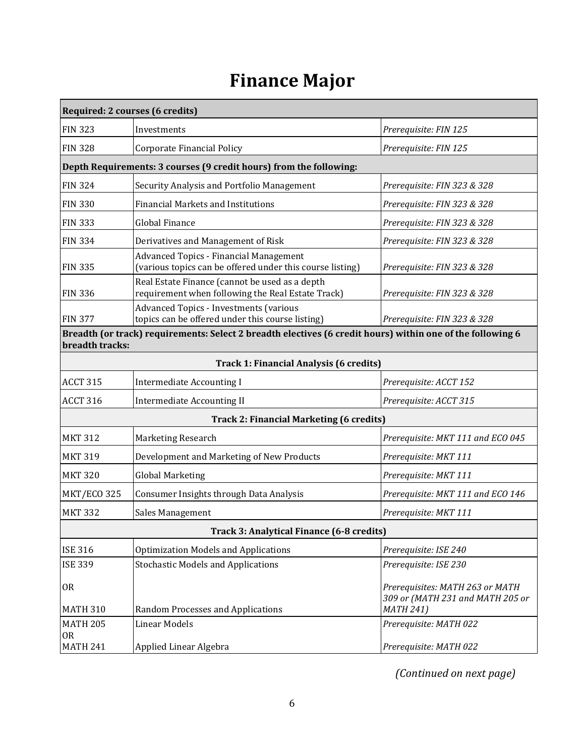# Finance Major

| Required: 2 courses (6 credits) | | |
|---|---|---|
| FIN 323 | Investments | *Prerequisite: FIN 125* |
| FIN 328 | Corporate Financial Policy | *Prerequisite: FIN 125* |
| **Depth Requirements: 3 courses (9 credit hours) from the following:** | | |
| FIN 324 | Security Analysis and Portfolio Management | *Prerequisite: FIN 323 & 328* |
| FIN 330 | Financial Markets and Institutions | *Prerequisite: FIN 323 & 328* |
| FIN 333 | Global Finance | *Prerequisite: FIN 323 & 328* |
| FIN 334 | Derivatives and Management of Risk | *Prerequisite: FIN 323 & 328* |
| FIN 335 | Advanced Topics - Financial Management (various topics can be offered under this course listing) | *Prerequisite: FIN 323 & 328* |
| FIN 336 | Real Estate Finance (cannot be used as a depth requirement when following the Real Estate Track) | *Prerequisite: FIN 323 & 328* |
| FIN 377 | Advanced Topics - Investments (various topics can be offered under this course listing) | *Prerequisite: FIN 323 & 328* |
| **Breadth (or track) requirements: Select 2 breadth electives (6 credit hours) within one of the following 6 breadth tracks:** | | |
| **Track 1: Financial Analysis (6 credits)** | | |
| ACCT 315 | Intermediate Accounting I | *Prerequisite: ACCT 152* |
| ACCT 316 | Intermediate Accounting II | *Prerequisite: ACCT 315* |
| **Track 2: Financial Marketing (6 credits)** | | |
| MKT 312 | Marketing Research | *Prerequisite: MKT 111 and ECO 045* |
| MKT 319 | Development and Marketing of New Products | *Prerequisite: MKT 111* |
| MKT 320 | Global Marketing | *Prerequisite: MKT 111* |
| MKT/ECO 325 | Consumer Insights through Data Analysis | *Prerequisite: MKT 111 and ECO 146* |
| MKT 332 | Sales Management | *Prerequisite: MKT 111* |
| **Track 3: Analytical Finance (6-8 credits)** | | |
| ISE 316 | Optimization Models and Applications | *Prerequisite: ISE 240* |
| ISE 339<br>OR<br>MATH 310 | Stochastic Models and Applications<br><br>Random Processes and Applications | *Prerequisite: ISE 230*<br><br>*Prerequisites: MATH 263 or MATH 309 or (MATH 231 and MATH 205 or MATH 241)* |
| MATH 205<br>OR<br>MATH 241 | Linear Models<br><br>Applied Linear Algebra | *Prerequisite: MATH 022*<br><br>*Prerequisite: MATH 022* |

*(Continued on next page)*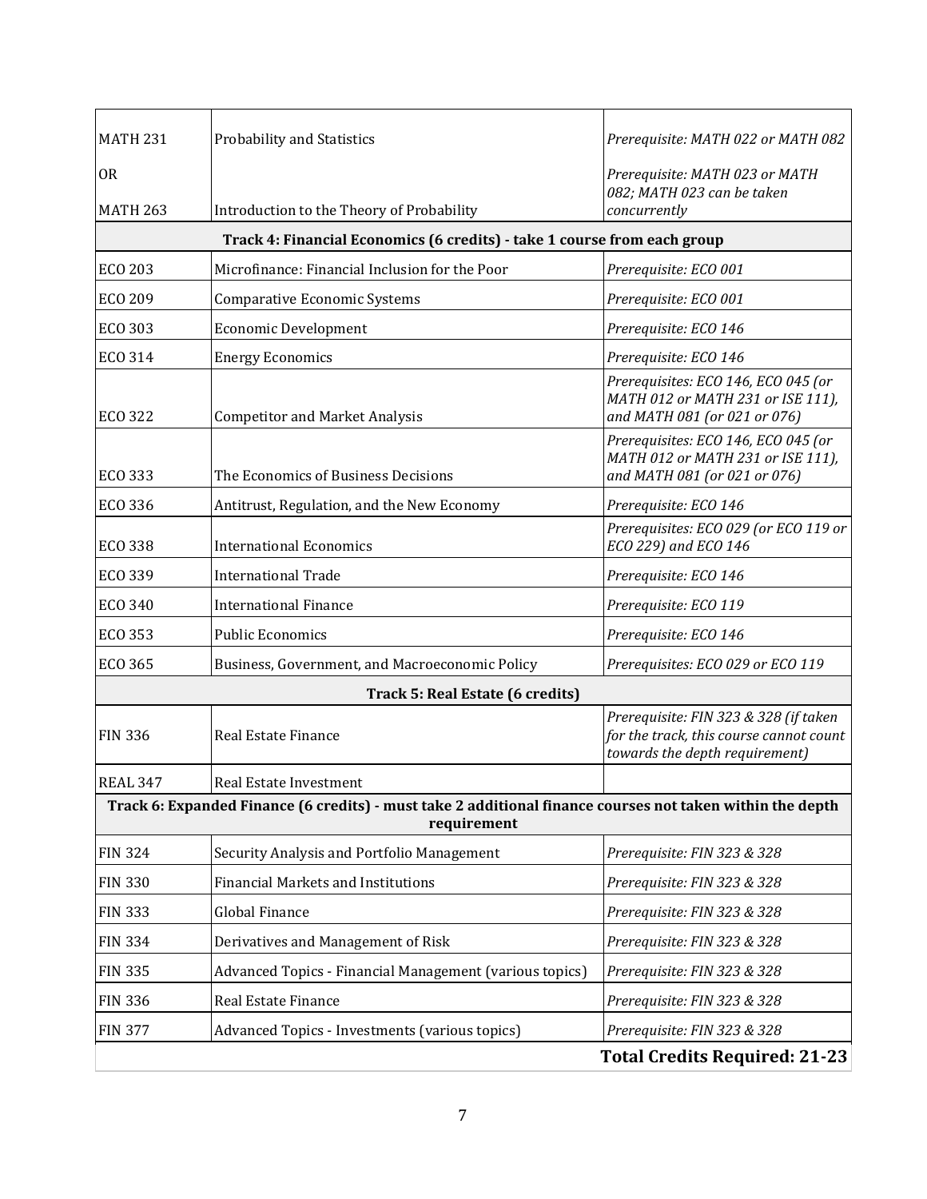| | | |
|---|---|---|
| MATH 231 | Probability and Statistics | *Prerequisite: MATH 022 or MATH 082* |
| OR<br>MATH 263 | Introduction to the Theory of Probability | *Prerequisite: MATH 023 or MATH 082; MATH 023 can be taken concurrently* |
| **Track 4: Financial Economics (6 credits) - take 1 course from each group** | | |
| ECO 203 | Microfinance: Financial Inclusion for the Poor | *Prerequisite: ECO 001* |
| ECO 209 | Comparative Economic Systems | *Prerequisite: ECO 001* |
| ECO 303 | Economic Development | *Prerequisite: ECO 146* |
| ECO 314 | Energy Economics | *Prerequisite: ECO 146* |
| ECO 322 | Competitor and Market Analysis | *Prerequisites: ECO 146, ECO 045 (or MATH 012 or MATH 231 or ISE 111), and MATH 081 (or 021 or 076)* |
| ECO 333 | The Economics of Business Decisions | *Prerequisites: ECO 146, ECO 045 (or MATH 012 or MATH 231 or ISE 111), and MATH 081 (or 021 or 076)* |
| ECO 336 | Antitrust, Regulation, and the New Economy | *Prerequisite: ECO 146* |
| ECO 338 | International Economics | *Prerequisites: ECO 029 (or ECO 119 or ECO 229) and ECO 146* |
| ECO 339 | International Trade | *Prerequisite: ECO 146* |
| ECO 340 | International Finance | *Prerequisite: ECO 119* |
| ECO 353 | Public Economics | *Prerequisite: ECO 146* |
| ECO 365 | Business, Government, and Macroeconomic Policy | *Prerequisites: ECO 029 or ECO 119* |
| **Track 5: Real Estate (6 credits)** | | |
| FIN 336 | Real Estate Finance | *Prerequisite: FIN 323 & 328 (if taken for the track, this course cannot count towards the depth requirement)* |
| REAL 347 | Real Estate Investment | |
| **Track 6: Expanded Finance (6 credits) - must take 2 additional finance courses not taken within the depth requirement** | | |
| FIN 324 | Security Analysis and Portfolio Management | *Prerequisite: FIN 323 & 328* |
| FIN 330 | Financial Markets and Institutions | *Prerequisite: FIN 323 & 328* |
| FIN 333 | Global Finance | *Prerequisite: FIN 323 & 328* |
| FIN 334 | Derivatives and Management of Risk | *Prerequisite: FIN 323 & 328* |
| FIN 335 | Advanced Topics - Financial Management (various topics) | *Prerequisite: FIN 323 & 328* |
| FIN 336 | Real Estate Finance | *Prerequisite: FIN 323 & 328* |
| FIN 377 | Advanced Topics - Investments (various topics) | *Prerequisite: FIN 323 & 328* |
| | | **Total Credits Required: 21-23** |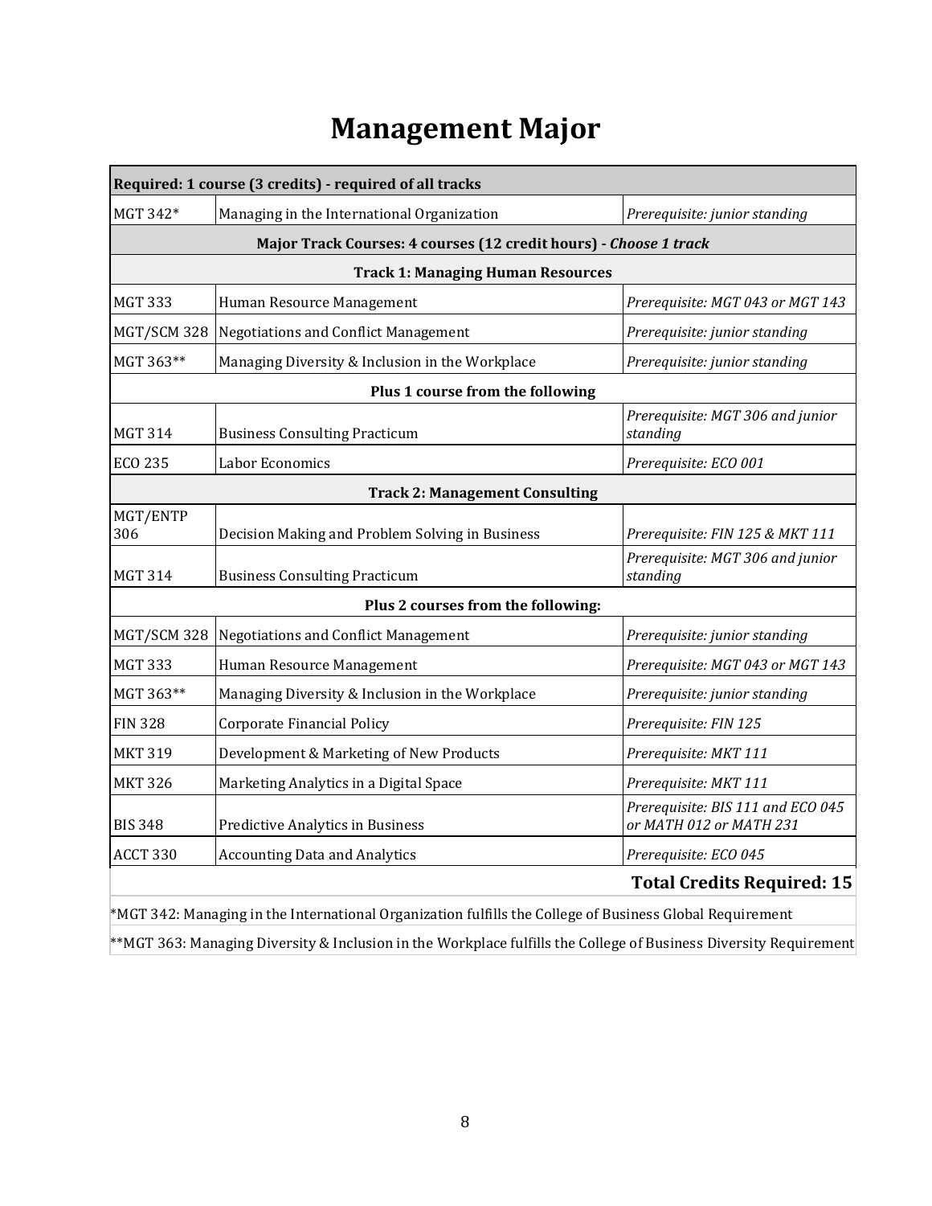# Management Major

| | | |
|---|---|---|
| **Required: 1 course (3 credits) - required of all tracks** | | |
| MGT 342* | Managing in the International Organization | *Prerequisite: junior standing* |
| **Major Track Courses: 4 courses (12 credit hours) - *Choose 1 track*** | | |
| **Track 1: Managing Human Resources** | | |
| MGT 333 | Human Resource Management | *Prerequisite: MGT 043 or MGT 143* |
| MGT/SCM 328 | Negotiations and Conflict Management | *Prerequisite: junior standing* |
| MGT 363** | Managing Diversity & Inclusion in the Workplace | *Prerequisite: junior standing* |
| **Plus 1 course from the following** | | |
| MGT 314 | Business Consulting Practicum | *Prerequisite: MGT 306 and junior standing* |
| ECO 235 | Labor Economics | *Prerequisite: ECO 001* |
| **Track 2: Management Consulting** | | |
| MGT/ENTP 306 | Decision Making and Problem Solving in Business | *Prerequisite: FIN 125 & MKT 111* |
| MGT 314 | Business Consulting Practicum | *Prerequisite: MGT 306 and junior standing* |
| **Plus 2 courses from the following:** | | |
| MGT/SCM 328 | Negotiations and Conflict Management | *Prerequisite: junior standing* |
| MGT 333 | Human Resource Management | *Prerequisite: MGT 043 or MGT 143* |
| MGT 363** | Managing Diversity & Inclusion in the Workplace | *Prerequisite: junior standing* |
| FIN 328 | Corporate Financial Policy | *Prerequisite: FIN 125* |
| MKT 319 | Development & Marketing of New Products | *Prerequisite: MKT 111* |
| MKT 326 | Marketing Analytics in a Digital Space | *Prerequisite: MKT 111* |
| BIS 348 | Predictive Analytics in Business | *Prerequisite: BIS 111 and ECO 045 or MATH 012 or MATH 231* |
| ACCT 330 | Accounting Data and Analytics | *Prerequisite: ECO 045* |
| | | **Total Credits Required: 15** |

*MGT 342: Managing in the International Organization fulfills the College of Business Global Requirement

**MGT 363: Managing Diversity & Inclusion in the Workplace fulfills the College of Business Diversity Requirement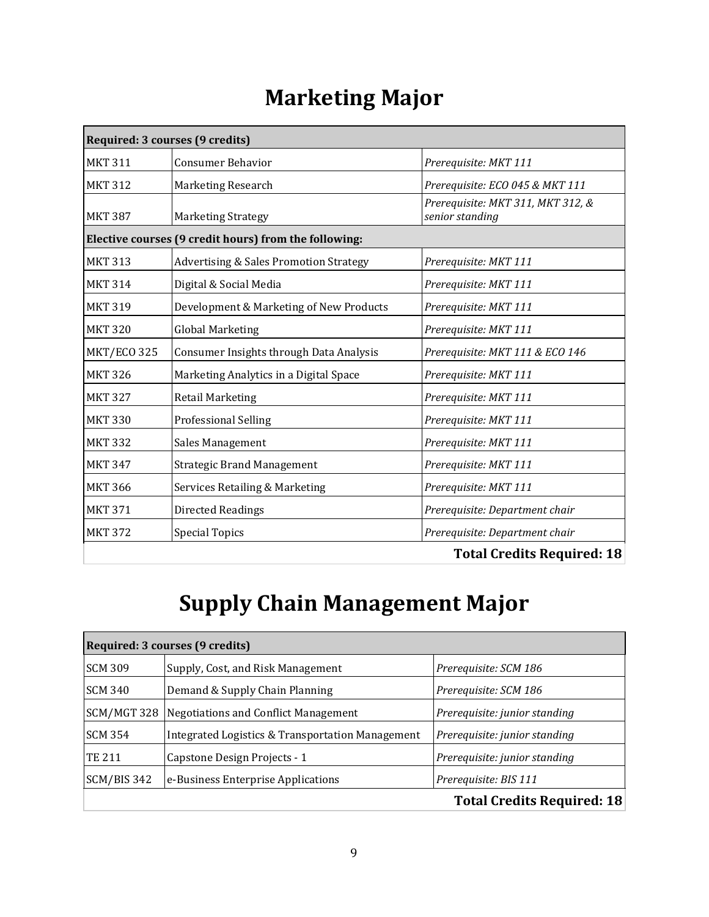# Marketing Major

| | | |
|---|---|---|
| **Required: 3 courses (9 credits)** | | |
| MKT 311 | Consumer Behavior | *Prerequisite: MKT 111* |
| MKT 312 | Marketing Research | *Prerequisite: ECO 045 & MKT 111* |
| MKT 387 | Marketing Strategy | *Prerequisite: MKT 311, MKT 312, & senior standing* |
| **Elective courses (9 credit hours) from the following:** | | |
| MKT 313 | Advertising & Sales Promotion Strategy | *Prerequisite: MKT 111* |
| MKT 314 | Digital & Social Media | *Prerequisite: MKT 111* |
| MKT 319 | Development & Marketing of New Products | *Prerequisite: MKT 111* |
| MKT 320 | Global Marketing | *Prerequisite: MKT 111* |
| MKT/ECO 325 | Consumer Insights through Data Analysis | *Prerequisite: MKT 111 & ECO 146* |
| MKT 326 | Marketing Analytics in a Digital Space | *Prerequisite: MKT 111* |
| MKT 327 | Retail Marketing | *Prerequisite: MKT 111* |
| MKT 330 | Professional Selling | *Prerequisite: MKT 111* |
| MKT 332 | Sales Management | *Prerequisite: MKT 111* |
| MKT 347 | Strategic Brand Management | *Prerequisite: MKT 111* |
| MKT 366 | Services Retailing & Marketing | *Prerequisite: MKT 111* |
| MKT 371 | Directed Readings | *Prerequisite: Department chair* |
| MKT 372 | Special Topics | *Prerequisite: Department chair* |
| | | **Total Credits Required: 18** |

# Supply Chain Management Major

| | | |
|---|---|---|
| **Required: 3 courses (9 credits)** | | |
| SCM 309 | Supply, Cost, and Risk Management | *Prerequisite: SCM 186* |
| SCM 340 | Demand & Supply Chain Planning | *Prerequisite: SCM 186* |
| SCM/MGT 328 | Negotiations and Conflict Management | *Prerequisite: junior standing* |
| SCM 354 | Integrated Logistics & Transportation Management | *Prerequisite: junior standing* |
| TE 211 | Capstone Design Projects - 1 | *Prerequisite: junior standing* |
| SCM/BIS 342 | e-Business Enterprise Applications | *Prerequisite: BIS 111* |
| | | **Total Credits Required: 18** |